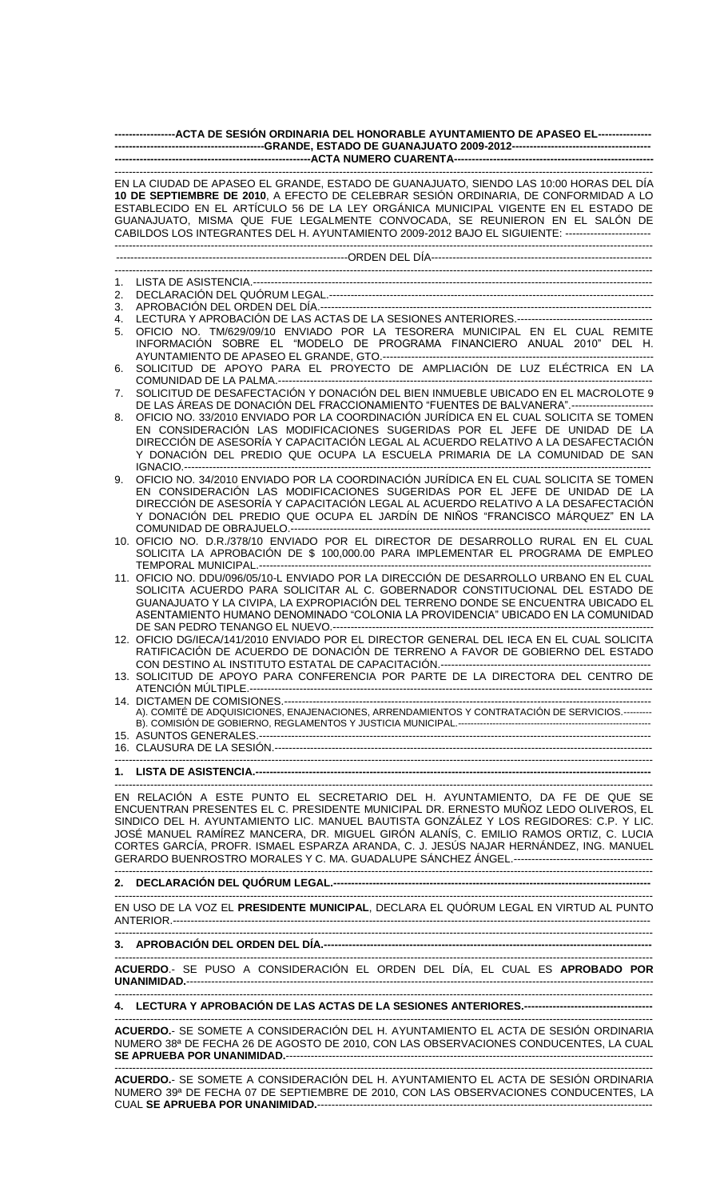**ACTA DE SESIÓN ORDINARIA DEL HONORABLE AYUNTAMIENTO DE APASEO EL GRANDE, ESTADO DE GUANAJUATO 2009-2012**

**ACTA NUMERO CUARENTA**

EN LA CIUDAD DE APASEO EL GRANDE, ESTADO DE GUANAJUATO, SIENDO LAS 10:00 HORAS DEL DÍA **10 DE SEPTIEMBRE DE 2010**, A EFECTO DE CELEBRAR SESIÓN ORDINARIA, DE CONFORMIDAD A LO ESTABLECIDO EN EL ARTÍCULO 56 DE LA LEY ORGÁNICA MUNICIPAL VIGENTE EN EL ESTADO DE GUANAJUATO, MISMA QUE FUE LEGALMENTE CONVOCADA, SE REUNIERON EN EL SALÓN DE CABILDOS LOS INTEGRANTES DEL H. AYUNTAMIENTO 2009-2012 BAJO EL SIGUIENTE: ------------------------

ORDEN DEL DÍA

1. LISTA DE ASISTENCIA.
2. DECLARACIÓN DEL QUÓRUM LEGAL.
3. APROBACIÓN DEL ORDEN DEL DÍA.
4. LECTURA Y APROBACIÓN DE LAS ACTAS DE LA SESIONES ANTERIORES.
5. OFICIO NO. TM/629/09/10 ENVIADO POR LA TESORERA MUNICIPAL EN EL CUAL REMITE INFORMACIÓN SOBRE EL "MODELO DE PROGRAMA FINANCIERO ANUAL 2010" DEL H. AYUNTAMIENTO DE APASEO EL GRANDE, GTO.
6. SOLICITUD DE APOYO PARA EL PROYECTO DE AMPLIACIÓN DE LUZ ELÉCTRICA EN LA COMUNIDAD DE LA PALMA.
7. SOLICITUD DE DESAFECTACIÓN Y DONACIÓN DEL BIEN INMUEBLE UBICADO EN EL MACROLOTE 9 DE LAS ÁREAS DE DONACIÓN DEL FRACCIONAMIENTO "FUENTES DE BALVANERA".
8. OFICIO NO. 33/2010 ENVIADO POR LA COORDINACIÓN JURÍDICA EN EL CUAL SOLICITA SE TOMEN EN CONSIDERACIÓN LAS MODIFICACIONES SUGERIDAS POR EL JEFE DE UNIDAD DE LA DIRECCIÓN DE ASESORÍA Y CAPACITACIÓN LEGAL AL ACUERDO RELATIVO A LA DESAFECTACIÓN Y DONACIÓN DEL PREDIO QUE OCUPA LA ESCUELA PRIMARIA DE LA COMUNIDAD DE SAN IGNACIO.
9. OFICIO NO. 34/2010 ENVIADO POR LA COORDINACIÓN JURÍDICA EN EL CUAL SOLICITA SE TOMEN EN CONSIDERACIÓN LAS MODIFICACIONES SUGERIDAS POR EL JEFE DE UNIDAD DE LA DIRECCIÓN DE ASESORÍA Y CAPACITACIÓN LEGAL AL ACUERDO RELATIVO A LA DESAFECTACIÓN Y DONACIÓN DEL PREDIO QUE OCUPA EL JARDÍN DE NIÑOS "FRANCISCO MÁRQUEZ" EN LA COMUNIDAD DE OBRAJUELO.
10. OFICIO NO. D.R./378/10 ENVIADO POR EL DIRECTOR DE DESARROLLO RURAL EN EL CUAL SOLICITA LA APROBACIÓN DE $ 100,000.00 PARA IMPLEMENTAR EL PROGRAMA DE EMPLEO TEMPORAL MUNICIPAL.
11. OFICIO NO. DDU/096/05/10-L ENVIADO POR LA DIRECCIÓN DE DESARROLLO URBANO EN EL CUAL SOLICITA ACUERDO PARA SOLICITAR AL C. GOBERNADOR CONSTITUCIONAL DEL ESTADO DE GUANAJUATO Y LA CIVIPA, LA EXPROPIACIÓN DEL TERRENO DONDE SE ENCUENTRA UBICADO EL ASENTAMIENTO HUMANO DENOMINADO "COLONIA LA PROVIDENCIA" UBICADO EN LA COMUNIDAD DE SAN PEDRO TENANGO EL NUEVO.
12. OFICIO DG/IECA/141/2010 ENVIADO POR EL DIRECTOR GENERAL DEL IECA EN EL CUAL SOLICITA RATIFICACIÓN DE ACUERDO DE DONACIÓN DE TERRENO A FAVOR DE GOBIERNO DEL ESTADO CON DESTINO AL INSTITUTO ESTATAL DE CAPACITACIÓN.
13. SOLICITUD DE APOYO PARA CONFERENCIA POR PARTE DE LA DIRECTORA DEL CENTRO DE ATENCIÓN MÚLTIPLE.
14. DICTAMEN DE COMISIONES.
    A). COMITÉ DE ADQUISICIONES, ENAJENACIONES, ARRENDAMIENTOS Y CONTRATACIÓN DE SERVICIOS.
    B). COMISIÓN DE GOBIERNO, REGLAMENTOS Y JUSTICIA MUNICIPAL.
15. ASUNTOS GENERALES.
16. CLAUSURA DE LA SESIÓN.

**1. LISTA DE ASISTENCIA.**

EN RELACIÓN A ESTE PUNTO EL SECRETARIO DEL H. AYUNTAMIENTO, DA FE DE QUE SE ENCUENTRAN PRESENTES EL C. PRESIDENTE MUNICIPAL DR. ERNESTO MUÑOZ LEDO OLIVEROS, EL SINDICO DEL H. AYUNTAMIENTO LIC. MANUEL BAUTISTA GONZÁLEZ Y LOS REGIDORES: C.P. Y LIC. JOSÉ MANUEL RAMÍREZ MANCERA, DR. MIGUEL GIRÓN ALANÍS, C. EMILIO RAMOS ORTIZ, C. LUCIA CORTES GARCÍA, PROFR. ISMAEL ESPARZA ARANDA, C. J. JESÚS NAJAR HERNÁNDEZ, ING. MANUEL GERARDO BUENROSTRO MORALES Y C. MA. GUADALUPE SÁNCHEZ ÁNGEL.

**2. DECLARACIÓN DEL QUÓRUM LEGAL.**

EN USO DE LA VOZ EL **PRESIDENTE MUNICIPAL**, DECLARA EL QUÓRUM LEGAL EN VIRTUD AL PUNTO ANTERIOR.

**3. APROBACIÓN DEL ORDEN DEL DÍA.**

**ACUERDO**.- SE PUSO A CONSIDERACIÓN EL ORDEN DEL DÍA, EL CUAL ES **APROBADO POR UNANIMIDAD.**

**4. LECTURA Y APROBACIÓN DE LAS ACTAS DE LA SESIONES ANTERIORES.**

**ACUERDO.**- SE SOMETE A CONSIDERACIÓN DEL H. AYUNTAMIENTO EL ACTA DE SESIÓN ORDINARIA NUMERO 38ª DE FECHA 26 DE AGOSTO DE 2010, CON LAS OBSERVACIONES CONDUCENTES, LA CUAL **SE APRUEBA POR UNANIMIDAD.**

**ACUERDO.**- SE SOMETE A CONSIDERACIÓN DEL H. AYUNTAMIENTO EL ACTA DE SESIÓN ORDINARIA NUMERO 39ª DE FECHA 07 DE SEPTIEMBRE DE 2010, CON LAS OBSERVACIONES CONDUCENTES, LA CUAL **SE APRUEBA POR UNANIMIDAD.**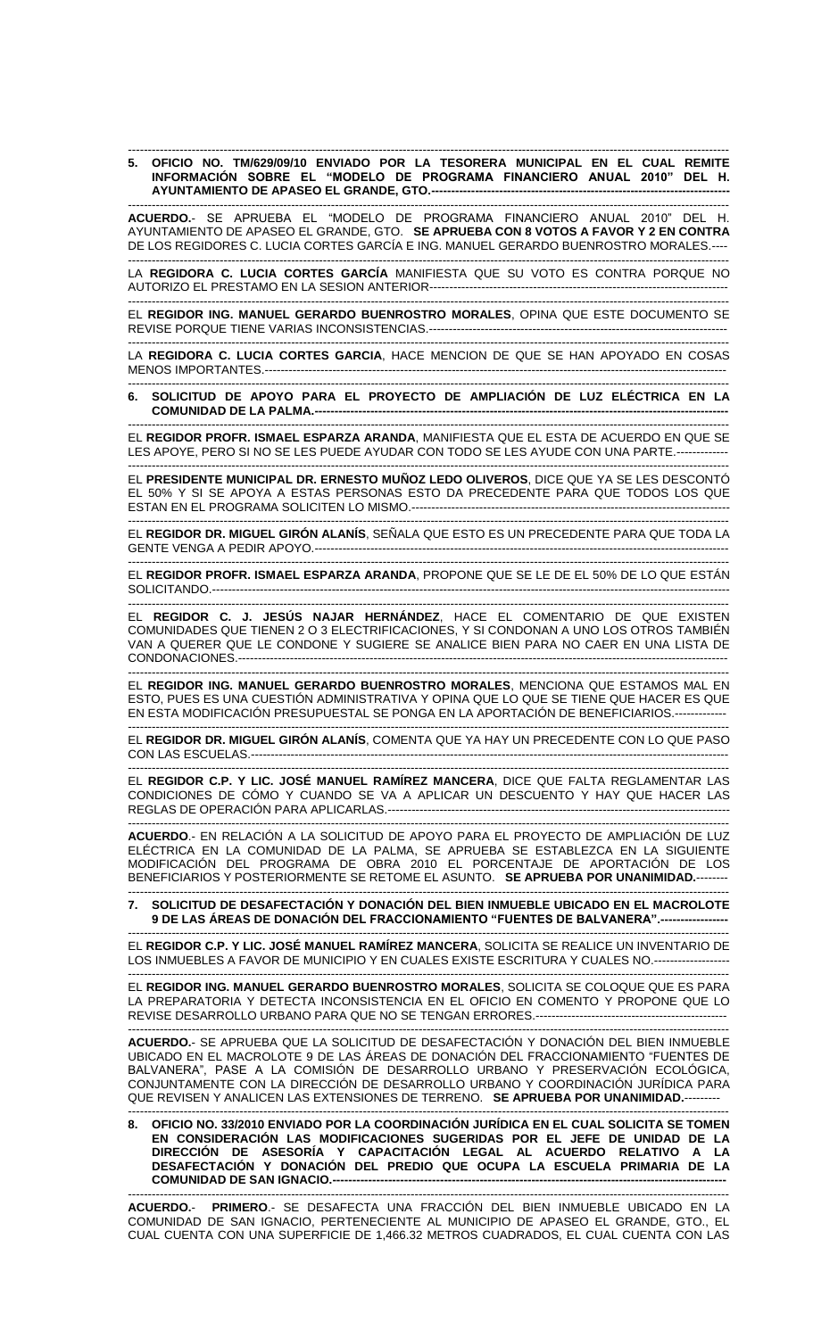**5. OFICIO NO. TM/629/09/10 ENVIADO POR LA TESORERA MUNICIPAL EN EL CUAL REMITE INFORMACIÓN SOBRE EL "MODELO DE PROGRAMA FINANCIERO ANUAL 2010" DEL H. AYUNTAMIENTO DE APASEO EL GRANDE, GTO.**

**ACUERDO.**- SE APRUEBA EL "MODELO DE PROGRAMA FINANCIERO ANUAL 2010" DEL H. AYUNTAMIENTO DE APASEO EL GRANDE, GTO. **SE APRUEBA CON 8 VOTOS A FAVOR Y 2 EN CONTRA** DE LOS REGIDORES C. LUCIA CORTES GARCÍA E ING. MANUEL GERARDO BUENROSTRO MORALES.

LA **REGIDORA C. LUCIA CORTES GARCÍA** MANIFIESTA QUE SU VOTO ES CONTRA PORQUE NO AUTORIZO EL PRESTAMO EN LA SESION ANTERIOR

EL **REGIDOR ING. MANUEL GERARDO BUENROSTRO MORALES**, OPINA QUE ESTE DOCUMENTO SE REVISE PORQUE TIENE VARIAS INCONSISTENCIAS.

LA **REGIDORA C. LUCIA CORTES GARCIA**, HACE MENCION DE QUE SE HAN APOYADO EN COSAS MENOS IMPORTANTES.

**6. SOLICITUD DE APOYO PARA EL PROYECTO DE AMPLIACIÓN DE LUZ ELÉCTRICA EN LA COMUNIDAD DE LA PALMA.**

EL **REGIDOR PROFR. ISMAEL ESPARZA ARANDA**, MANIFIESTA QUE EL ESTA DE ACUERDO EN QUE SE LES APOYE, PERO SI NO SE LES PUEDE AYUDAR CON TODO SE LES AYUDE CON UNA PARTE.

EL **PRESIDENTE MUNICIPAL DR. ERNESTO MUÑOZ LEDO OLIVEROS**, DICE QUE YA SE LES DESCONTÓ EL 50% Y SI SE APOYA A ESTAS PERSONAS ESTO DA PRECEDENTE PARA QUE TODOS LOS QUE ESTAN EN EL PROGRAMA SOLICITEN LO MISMO.

EL **REGIDOR DR. MIGUEL GIRÓN ALANÍS**, SEÑALA QUE ESTO ES UN PRECEDENTE PARA QUE TODA LA GENTE VENGA A PEDIR APOYO.

EL **REGIDOR PROFR. ISMAEL ESPARZA ARANDA**, PROPONE QUE SE LE DE EL 50% DE LO QUE ESTÁN SOLICITANDO.

EL **REGIDOR C. J. JESÚS NAJAR HERNÁNDEZ**, HACE EL COMENTARIO DE QUE EXISTEN COMUNIDADES QUE TIENEN 2 O 3 ELECTRIFICACIONES, Y SI CONDONAN A UNO LOS OTROS TAMBIÉN VAN A QUERER QUE LE CONDONE Y SUGIERE SE ANALICE BIEN PARA NO CAER EN UNA LISTA DE CONDONACIONES.

EL **REGIDOR ING. MANUEL GERARDO BUENROSTRO MORALES**, MENCIONA QUE ESTAMOS MAL EN ESTO, PUES ES UNA CUESTIÓN ADMINISTRATIVA Y OPINA QUE LO QUE SE TIENE QUE HACER ES QUE EN ESTA MODIFICACIÓN PRESUPUESTAL SE PONGA EN LA APORTACIÓN DE BENEFICIARIOS.

EL **REGIDOR DR. MIGUEL GIRÓN ALANÍS**, COMENTA QUE YA HAY UN PRECEDENTE CON LO QUE PASO CON LAS ESCUELAS.

EL **REGIDOR C.P. Y LIC. JOSÉ MANUEL RAMÍREZ MANCERA**, DICE QUE FALTA REGLAMENTAR LAS CONDICIONES DE CÓMO Y CUANDO SE VA A APLICAR UN DESCUENTO Y HAY QUE HACER LAS REGLAS DE OPERACIÓN PARA APLICARLAS.

**ACUERDO**.- EN RELACIÓN A LA SOLICITUD DE APOYO PARA EL PROYECTO DE AMPLIACIÓN DE LUZ ELÉCTRICA EN LA COMUNIDAD DE LA PALMA, SE APRUEBA SE ESTABLEZCA EN LA SIGUIENTE MODIFICACIÓN DEL PROGRAMA DE OBRA 2010 EL PORCENTAJE DE APORTACIÓN DE LOS BENEFICIARIOS Y POSTERIORMENTE SE RETOME EL ASUNTO. **SE APRUEBA POR UNANIMIDAD.**

**7. SOLICITUD DE DESAFECTACIÓN Y DONACIÓN DEL BIEN INMUEBLE UBICADO EN EL MACROLOTE 9 DE LAS ÁREAS DE DONACIÓN DEL FRACCIONAMIENTO "FUENTES DE BALVANERA".**

EL **REGIDOR C.P. Y LIC. JOSÉ MANUEL RAMÍREZ MANCERA**, SOLICITA SE REALICE UN INVENTARIO DE LOS INMUEBLES A FAVOR DE MUNICIPIO Y EN CUALES EXISTE ESCRITURA Y CUALES NO.

EL **REGIDOR ING. MANUEL GERARDO BUENROSTRO MORALES**, SOLICITA SE COLOQUE QUE ES PARA LA PREPARATORIA Y DETECTA INCONSISTENCIA EN EL OFICIO EN COMENTO Y PROPONE QUE LO REVISE DESARROLLO URBANO PARA QUE NO SE TENGAN ERRORES.

**ACUERDO.**- SE APRUEBA QUE LA SOLICITUD DE DESAFECTACIÓN Y DONACIÓN DEL BIEN INMUEBLE UBICADO EN EL MACROLOTE 9 DE LAS ÁREAS DE DONACIÓN DEL FRACCIONAMIENTO "FUENTES DE BALVANERA", PASE A LA COMISIÓN DE DESARROLLO URBANO Y PRESERVACIÓN ECOLÓGICA, CONJUNTAMENTE CON LA DIRECCIÓN DE DESARROLLO URBANO Y COORDINACIÓN JURÍDICA PARA QUE REVISEN Y ANALICEN LAS EXTENSIONES DE TERRENO. **SE APRUEBA POR UNANIMIDAD.**

**8. OFICIO NO. 33/2010 ENVIADO POR LA COORDINACIÓN JURÍDICA EN EL CUAL SOLICITA SE TOMEN EN CONSIDERACIÓN LAS MODIFICACIONES SUGERIDAS POR EL JEFE DE UNIDAD DE LA DIRECCIÓN DE ASESORÍA Y CAPACITACIÓN LEGAL AL ACUERDO RELATIVO A LA DESAFECTACIÓN Y DONACIÓN DEL PREDIO QUE OCUPA LA ESCUELA PRIMARIA DE LA COMUNIDAD DE SAN IGNACIO.**

**ACUERDO.**- **PRIMERO**.- SE DESAFECTA UNA FRACCIÓN DEL BIEN INMUEBLE UBICADO EN LA COMUNIDAD DE SAN IGNACIO, PERTENECIENTE AL MUNICIPIO DE APASEO EL GRANDE, GTO., EL CUAL CUENTA CON UNA SUPERFICIE DE 1,466.32 METROS CUADRADOS, EL CUAL CUENTA CON LAS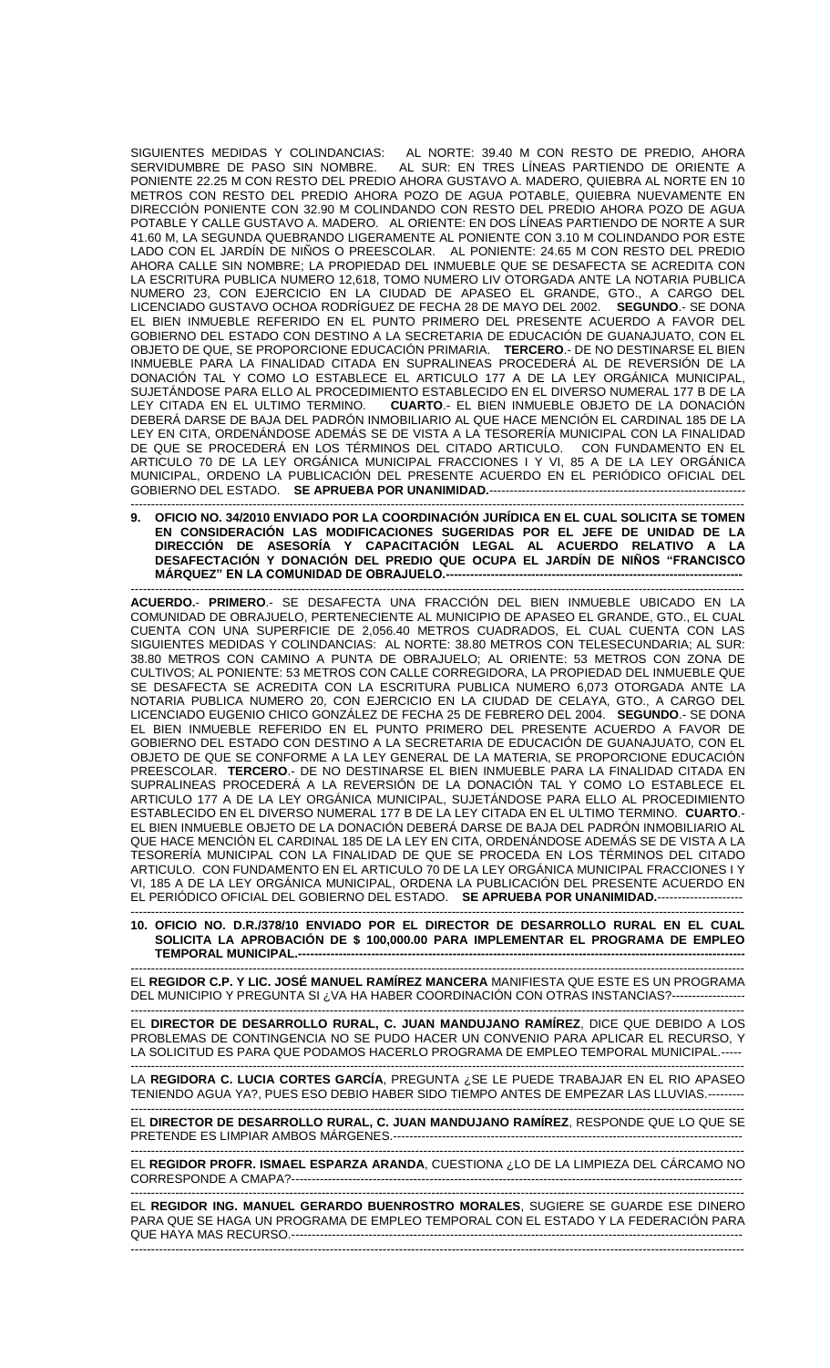SIGUIENTES MEDIDAS Y COLINDANCIAS: AL NORTE: 39.40 M CON RESTO DE PREDIO, AHORA SERVIDUMBRE DE PASO SIN NOMBRE. AL SUR: EN TRES LÍNEAS PARTIENDO DE ORIENTE A PONIENTE 22.25 M CON RESTO DEL PREDIO AHORA GUSTAVO A. MADERO, QUIEBRA AL NORTE EN 10 METROS CON RESTO DEL PREDIO AHORA POZO DE AGUA POTABLE, QUIEBRA NUEVAMENTE EN DIRECCIÓN PONIENTE CON 32.90 M COLINDANDO CON RESTO DEL PREDIO AHORA POZO DE AGUA POTABLE Y CALLE GUSTAVO A. MADERO. AL ORIENTE: EN DOS LÍNEAS PARTIENDO DE NORTE A SUR 41.60 M, LA SEGUNDA QUEBRANDO LIGERAMENTE AL PONIENTE CON 3.10 M COLINDANDO POR ESTE LADO CON EL JARDÍN DE NIÑOS O PREESCOLAR. AL PONIENTE: 24.65 M CON RESTO DEL PREDIO AHORA CALLE SIN NOMBRE; LA PROPIEDAD DEL INMUEBLE QUE SE DESAFECTA SE ACREDITA CON LA ESCRITURA PUBLICA NUMERO 12,618, TOMO NUMERO LIV OTORGADA ANTE LA NOTARIA PUBLICA NUMERO 23, CON EJERCICIO EN LA CIUDAD DE APASEO EL GRANDE, GTO., A CARGO DEL LICENCIADO GUSTAVO OCHOA RODRÍGUEZ DE FECHA 28 DE MAYO DEL 2002. **SEGUNDO**.- SE DONA EL BIEN INMUEBLE REFERIDO EN EL PUNTO PRIMERO DEL PRESENTE ACUERDO A FAVOR DEL GOBIERNO DEL ESTADO CON DESTINO A LA SECRETARIA DE EDUCACIÓN DE GUANAJUATO, CON EL OBJETO DE QUE, SE PROPORCIONE EDUCACIÓN PRIMARIA. **TERCERO**.- DE NO DESTINARSE EL BIEN INMUEBLE PARA LA FINALIDAD CITADA EN SUPRALINEAS PROCEDERÁ AL DE REVERSIÓN DE LA DONACIÓN TAL Y COMO LO ESTABLECE EL ARTICULO 177 A DE LA LEY ORGÁNICA MUNICIPAL, SUJETÁNDOSE PARA ELLO AL PROCEDIMIENTO ESTABLECIDO EN EL DIVERSO NUMERAL 177 B DE LA LEY CITADA EN EL ULTIMO TERMINO. **CUARTO**.- EL BIEN INMUEBLE OBJETO DE LA DONACIÓN DEBERÁ DARSE DE BAJA DEL PADRÓN INMOBILIARIO AL QUE HACE MENCIÓN EL CARDINAL 185 DE LA LEY EN CITA, ORDENÁNDOSE ADEMÁS SE DE VISTA A LA TESORERÍA MUNICIPAL CON LA FINALIDAD DE QUE SE PROCEDERÁ EN LOS TÉRMINOS DEL CITADO ARTICULO. CON FUNDAMENTO EN EL ARTICULO 70 DE LA LEY ORGÁNICA MUNICIPAL FRACCIONES I Y VI, 85 A DE LA LEY ORGÁNICA MUNICIPAL, ORDENO LA PUBLICACIÓN DEL PRESENTE ACUERDO EN EL PERIÓDICO OFICIAL DEL GOBIERNO DEL ESTADO. **SE APRUEBA POR UNANIMIDAD.**-------------------------------------------------------------

---

**9. OFICIO NO. 34/2010 ENVIADO POR LA COORDINACIÓN JURÍDICA EN EL CUAL SOLICITA SE TOMEN EN CONSIDERACIÓN LAS MODIFICACIONES SUGERIDAS POR EL JEFE DE UNIDAD DE LA DIRECCIÓN DE ASESORÍA Y CAPACITACIÓN LEGAL AL ACUERDO RELATIVO A LA DESAFECTACIÓN Y DONACIÓN DEL PREDIO QUE OCUPA EL JARDÍN DE NIÑOS "FRANCISCO MÁRQUEZ" EN LA COMUNIDAD DE OBRAJUELO.-----------------------------------------------------------------------**

---

**ACUERDO.**- **PRIMERO**.- SE DESAFECTA UNA FRACCIÓN DEL BIEN INMUEBLE UBICADO EN LA COMUNIDAD DE OBRAJUELO, PERTENECIENTE AL MUNICIPIO DE APASEO EL GRANDE, GTO., EL CUAL CUENTA CON UNA SUPERFICIE DE 2,056.40 METROS CUADRADOS, EL CUAL CUENTA CON LAS SIGUIENTES MEDIDAS Y COLINDANCIAS: AL NORTE: 38.80 METROS CON TELESECUNDARIA; AL SUR: 38.80 METROS CON CAMINO A PUNTA DE OBRAJUELO; AL ORIENTE: 53 METROS CON ZONA DE CULTIVOS; AL PONIENTE: 53 METROS CON CALLE CORREGIDORA, LA PROPIEDAD DEL INMUEBLE QUE SE DESAFECTA SE ACREDITA CON LA ESCRITURA PUBLICA NUMERO 6,073 OTORGADA ANTE LA NOTARIA PUBLICA NUMERO 20, CON EJERCICIO EN LA CIUDAD DE CELAYA, GTO., A CARGO DEL LICENCIADO EUGENIO CHICO GONZÁLEZ DE FECHA 25 DE FEBRERO DEL 2004. **SEGUNDO**.- SE DONA EL BIEN INMUEBLE REFERIDO EN EL PUNTO PRIMERO DEL PRESENTE ACUERDO A FAVOR DE GOBIERNO DEL ESTADO CON DESTINO A LA SECRETARIA DE EDUCACIÓN DE GUANAJUATO, CON EL OBJETO DE QUE SE CONFORME A LA LEY GENERAL DE LA MATERIA, SE PROPORCIONE EDUCACIÓN PREESCOLAR. **TERCERO**.- DE NO DESTINARSE EL BIEN INMUEBLE PARA LA FINALIDAD CITADA EN SUPRALINEAS PROCEDERÁ A LA REVERSIÓN DE LA DONACIÓN TAL Y COMO LO ESTABLECE EL ARTICULO 177 A DE LA LEY ORGÁNICA MUNICIPAL, SUJETÁNDOSE PARA ELLO AL PROCEDIMIENTO ESTABLECIDO EN EL DIVERSO NUMERAL 177 B DE LA LEY CITADA EN EL ULTIMO TERMINO. **CUARTO**.- EL BIEN INMUEBLE OBJETO DE LA DONACIÓN DEBERÁ DARSE DE BAJA DEL PADRÓN INMOBILIARIO AL QUE HACE MENCIÓN EL CARDINAL 185 DE LA LEY EN CITA, ORDENÁNDOSE ADEMÁS SE DE VISTA A LA TESORERÍA MUNICIPAL CON LA FINALIDAD DE QUE SE PROCEDA EN LOS TÉRMINOS DEL CITADO ARTICULO. CON FUNDAMENTO EN EL ARTICULO 70 DE LA LEY ORGÁNICA MUNICIPAL FRACCIONES I Y VI, 185 A DE LA LEY ORGÁNICA MUNICIPAL, ORDENA LA PUBLICACIÓN DEL PRESENTE ACUERDO EN EL PERIÓDICO OFICIAL DEL GOBIERNO DEL ESTADO. **SE APRUEBA POR UNANIMIDAD.**---------------------

---

**10. OFICIO NO. D.R./378/10 ENVIADO POR EL DIRECTOR DE DESARROLLO RURAL EN EL CUAL SOLICITA LA APROBACIÓN DE $ 100,000.00 PARA IMPLEMENTAR EL PROGRAMA DE EMPLEO TEMPORAL MUNICIPAL.-----------------------------------------------------------------------------------------------------------**

---

EL **REGIDOR C.P. Y LIC. JOSÉ MANUEL RAMÍREZ MANCERA** MANIFIESTA QUE ESTE ES UN PROGRAMA DEL MUNICIPIO Y PREGUNTA SI ¿VA HA HABER COORDINACIÓN CON OTRAS INSTANCIAS?-----------------

---

EL **DIRECTOR DE DESARROLLO RURAL, C. JUAN MANDUJANO RAMÍREZ**, DICE QUE DEBIDO A LOS PROBLEMAS DE CONTINGENCIA NO SE PUDO HACER UN CONVENIO PARA APLICAR EL RECURSO, Y LA SOLICITUD ES PARA QUE PODAMOS HACERLO PROGRAMA DE EMPLEO TEMPORAL MUNICIPAL.-----

---

LA **REGIDORA C. LUCIA CORTES GARCÍA**, PREGUNTA ¿SE LE PUEDE TRABAJAR EN EL RIO APASEO TENIENDO AGUA YA?, PUES ESO DEBIO HABER SIDO TIEMPO ANTES DE EMPEZAR LAS LLUVIAS.---------

---

EL **DIRECTOR DE DESARROLLO RURAL, C. JUAN MANDUJANO RAMÍREZ**, RESPONDE QUE LO QUE SE PRETENDE ES LIMPIAR AMBOS MÁRGENES.--------------------------------------------------------------------------------------

---

EL **REGIDOR PROFR. ISMAEL ESPARZA ARANDA**, CUESTIONA ¿LO DE LA LIMPIEZA DEL CÁRCAMO NO CORRESPONDE A CMAPA?-------------------------------------------------------------------------------------------------------------

---

EL **REGIDOR ING. MANUEL GERARDO BUENROSTRO MORALES**, SUGIERE SE GUARDE ESE DINERO PARA QUE SE HAGA UN PROGRAMA DE EMPLEO TEMPORAL CON EL ESTADO Y LA FEDERACIÓN PARA QUE HAYA MAS RECURSO.-----------------------------------------------------------------------------------------------------------

---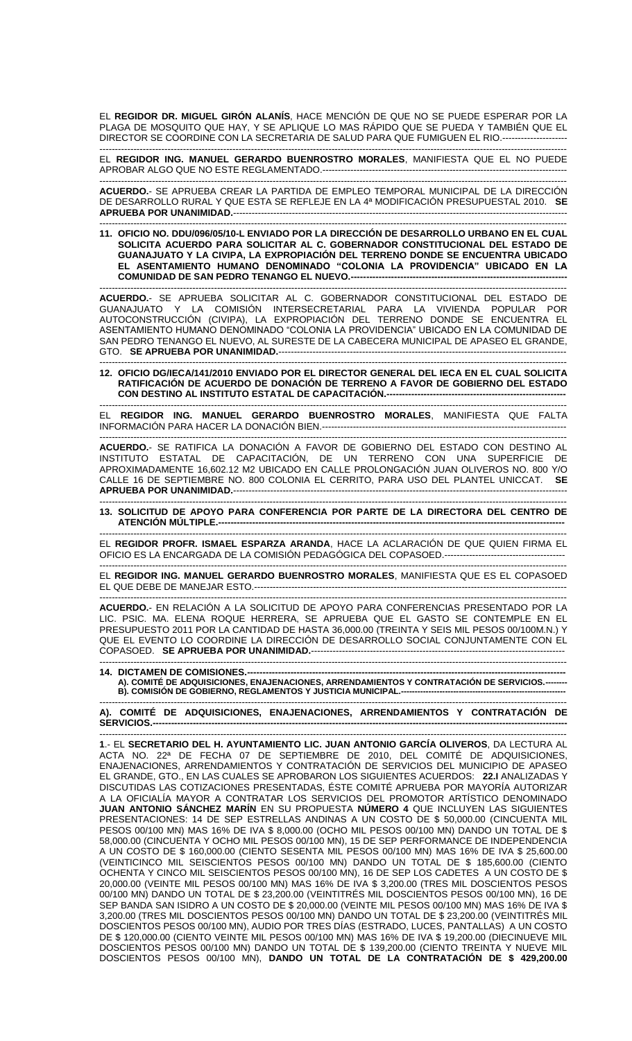EL **REGIDOR DR. MIGUEL GIRÓN ALANÍS**, HACE MENCIÓN DE QUE NO SE PUEDE ESPERAR POR LA PLAGA DE MOSQUITO QUE HAY, Y SE APLIQUE LO MAS RÁPIDO QUE SE PUEDA Y TAMBIÉN QUE EL DIRECTOR SE COORDINE CON LA SECRETARIA DE SALUD PARA QUE FUMIGUEN EL RIO.---------------------

EL **REGIDOR ING. MANUEL GERARDO BUENROSTRO MORALES**, MANIFIESTA QUE EL NO PUEDE APROBAR ALGO QUE NO ESTE REGLAMENTADO.------------------------------------------------------------------------

**ACUERDO.**- SE APRUEBA CREAR LA PARTIDA DE EMPLEO TEMPORAL MUNICIPAL DE LA DIRECCIÓN DE DESARROLLO RURAL Y QUE ESTA SE REFLEJE EN LA 4ª MODIFICACIÓN PRESUPUESTAL 2010. **SE APRUEBA POR UNANIMIDAD.**-----------------------------------------------------------------------------------------------

**11. OFICIO NO. DDU/096/05/10-L ENVIADO POR LA DIRECCIÓN DE DESARROLLO URBANO EN EL CUAL SOLICITA ACUERDO PARA SOLICITAR AL C. GOBERNADOR CONSTITUCIONAL DEL ESTADO DE GUANAJUATO Y LA CIVIPA, LA EXPROPIACIÓN DEL TERRENO DONDE SE ENCUENTRA UBICADO EL ASENTAMIENTO HUMANO DENOMINADO "COLONIA LA PROVIDENCIA" UBICADO EN LA COMUNIDAD DE SAN PEDRO TENANGO EL NUEVO.--------------------------------------------------------------------**

**ACUERDO.**- SE APRUEBA SOLICITAR AL C. GOBERNADOR CONSTITUCIONAL DEL ESTADO DE GUANAJUATO Y LA COMISIÓN INTERSECRETARIAL PARA LA VIVIENDA POPULAR POR AUTOCONSTRUCCIÓN (CIVIPA), LA EXPROPIACIÓN DEL TERRENO DONDE SE ENCUENTRA EL ASENTAMIENTO HUMANO DENOMINADO "COLONIA LA PROVIDENCIA" UBICADO EN LA COMUNIDAD DE SAN PEDRO TENANGO EL NUEVO, AL SURESTE DE LA CABECERA MUNICIPAL DE APASEO EL GRANDE, GTO. **SE APRUEBA POR UNANIMIDAD.**-------------------------------------------------------------------------------------

**12. OFICIO DG/IECA/141/2010 ENVIADO POR EL DIRECTOR GENERAL DEL IECA EN EL CUAL SOLICITA RATIFICACIÓN DE ACUERDO DE DONACIÓN DE TERRENO A FAVOR DE GOBIERNO DEL ESTADO CON DESTINO AL INSTITUTO ESTATAL DE CAPACITACIÓN.---------------------------------------------------------**

EL **REGIDOR ING. MANUEL GERARDO BUENROSTRO MORALES**, MANIFIESTA QUE FALTA INFORMACIÓN PARA HACER LA DONACIÓN BIEN.----------------------------------------------------------------------------

**ACUERDO.**- SE RATIFICA LA DONACIÓN A FAVOR DE GOBIERNO DEL ESTADO CON DESTINO AL INSTITUTO ESTATAL DE CAPACITACIÓN, DE UN TERRENO CON UNA SUPERFICIE DE APROXIMADAMENTE 16,602.12 M2 UBICADO EN CALLE PROLONGACIÓN JUAN OLIVEROS NO. 800 Y/O CALLE 16 DE SEPTIEMBRE NO. 800 COLONIA EL CERRITO, PARA USO DEL PLANTEL UNICCAT. **SE APRUEBA POR UNANIMIDAD.**-----------------------------------------------------------------------------------------------------

**13. SOLICITUD DE APOYO PARA CONFERENCIA POR PARTE DE LA DIRECTORA DEL CENTRO DE ATENCIÓN MÚLTIPLE.------------------------------------------------------------------------------------------------------**

EL **REGIDOR PROFR. ISMAEL ESPARZA ARANDA**, HACE LA ACLARACIÓN DE QUE QUIEN FIRMA EL OFICIO ES LA ENCARGADA DE LA COMISIÓN PEDAGÓGICA DEL COPASOED.--------------------------------------

EL **REGIDOR ING. MANUEL GERARDO BUENROSTRO MORALES**, MANIFIESTA QUE ES EL COPASOED EL QUE DEBE DE MANEJAR ESTO.-------------------------------------------------------------------------------------------

**ACUERDO.**- EN RELACIÓN A LA SOLICITUD DE APOYO PARA CONFERENCIAS PRESENTADO POR LA LIC. PSIC. MA. ELENA ROQUE HERRERA, SE APRUEBA QUE EL GASTO SE CONTEMPLE EN EL PRESUPUESTO 2011 POR LA CANTIDAD DE HASTA 36,000.00 (TREINTA Y SEIS MIL PESOS 00/100M.N.) Y QUE EL EVENTO LO COORDINE LA DIRECCIÓN DE DESARROLLO SOCIAL CONJUNTAMENTE CON EL COPASOED. **SE APRUEBA POR UNANIMIDAD.**---------------------------------------------------------------------------------

**14. DICTAMEN DE COMISIONES.------------------------------------------------------------------------------------------------**
**A). COMITÉ DE ADQUISICIONES, ENAJENACIONES, ARRENDAMIENTOS Y CONTRATACIÓN DE SERVICIOS.--------**
**B). COMISIÓN DE GOBIERNO, REGLAMENTOS Y JUSTICIA MUNICIPAL.---------------------------------------------------------**

**A). COMITÉ DE ADQUISICIONES, ENAJENACIONES, ARRENDAMIENTOS Y CONTRATACIÓN DE SERVICIOS.---------------------------------------------------------------------------------------------------------------------------**

**1**.- EL **SECRETARIO DEL H. AYUNTAMIENTO LIC. JUAN ANTONIO GARCÍA OLIVEROS**, DA LECTURA AL ACTA NO. 22ª DE FECHA 07 DE SEPTIEMBRE DE 2010, DEL COMITÉ DE ADQUISICIONES, ENAJENACIONES, ARRENDAMIENTOS Y CONTRATACIÓN DE SERVICIOS DEL MUNICIPIO DE APASEO EL GRANDE, GTO., EN LAS CUALES SE APROBARON LOS SIGUIENTES ACUERDOS: **22.I** ANALIZADAS Y DISCUTIDAS LAS COTIZACIONES PRESENTADAS, ÉSTE COMITÉ APRUEBA POR MAYORÍA AUTORIZAR A LA OFICIALÍA MAYOR A CONTRATAR LOS SERVICIOS DEL PROMOTOR ARTÍSTICO DENOMINADO **JUAN ANTONIO SÁNCHEZ MARÍN** EN SU PROPUESTA **NÚMERO 4** QUE INCLUYEN LAS SIGUIENTES PRESENTACIONES: 14 DE SEP ESTRELLAS ANDINAS A UN COSTO DE $ 50,000.00 (CINCUENTA MIL PESOS 00/100 MN) MAS 16% DE IVA $ 8,000.00 (OCHO MIL PESOS 00/100 MN) DANDO UN TOTAL DE $ 58,000.00 (CINCUENTA Y OCHO MIL PESOS 00/100 MN), 15 DE SEP PERFORMANCE DE INDEPENDENCIA A UN COSTO DE $ 160,000.00 (CIENTO SESENTA MIL PESOS 00/100 MN) MAS 16% DE IVA $ 25,600.00 (VEINTICINCO MIL SEISCIENTOS PESOS 00/100 MN) DANDO UN TOTAL DE $ 185,600.00 (CIENTO OCHENTA Y CINCO MIL SEISCIENTOS PESOS 00/100 MN), 16 DE SEP LOS CADETES A UN COSTO DE $ 20,000.00 (VEINTE MIL PESOS 00/100 MN) MAS 16% DE IVA $ 3,200.00 (TRES MIL DOSCIENTOS PESOS 00/100 MN) DANDO UN TOTAL DE $ 23,200.00 (VEINTITRÉS MIL DOSCIENTOS PESOS 00/100 MN), 16 DE SEP BANDA SAN ISIDRO A UN COSTO DE $ 20,000.00 (VEINTE MIL PESOS 00/100 MN) MAS 16% DE IVA $ 3,200.00 (TRES MIL DOSCIENTOS PESOS 00/100 MN) DANDO UN TOTAL DE $ 23,200.00 (VEINTITRÉS MIL DOSCIENTOS PESOS 00/100 MN), AUDIO POR TRES DÍAS (ESTRADO, LUCES, PANTALLAS) A UN COSTO DE $ 120,000.00 (CIENTO VEINTE MIL PESOS 00/100 MN) MAS 16% DE IVA $ 19,200.00 (DIECINUEVE MIL DOSCIENTOS PESOS 00/100 MN) DANDO UN TOTAL DE $ 139,200.00 (CIENTO TREINTA Y NUEVE MIL DOSCIENTOS PESOS 00/100 MN), **DANDO UN TOTAL DE LA CONTRATACIÓN DE $ 429,200.00**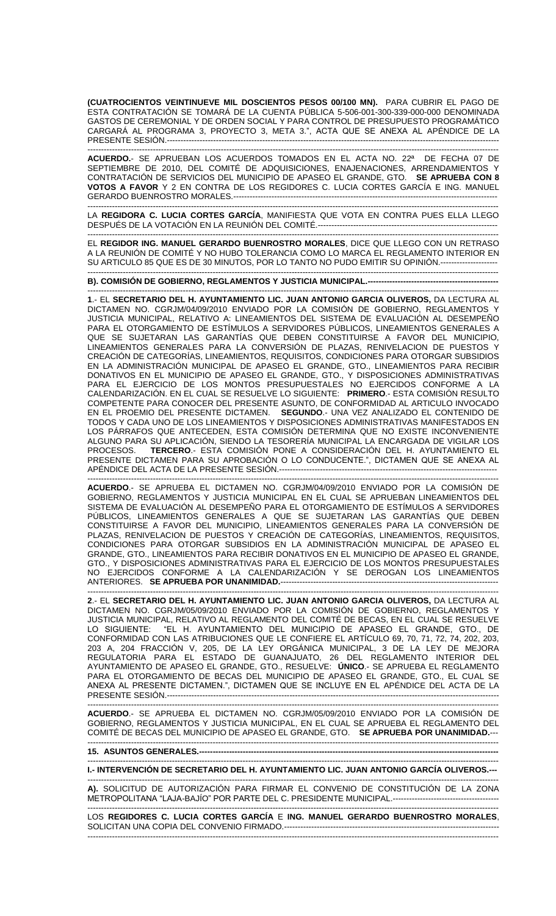**(CUATROCIENTOS VEINTINUEVE MIL DOSCIENTOS PESOS 00/100 MN).** PARA CUBRIR EL PAGO DE ESTA CONTRATACIÓN SE TOMARÁ DE LA CUENTA PÚBLICA 5-506-001-300-339-000-000 DENOMINADA GASTOS DE CEREMONIAL Y DE ORDEN SOCIAL Y PARA CONTROL DE PRESUPUESTO PROGRAMÁTICO CARGARÁ AL PROGRAMA 3, PROYECTO 3, META 3.", ACTA QUE SE ANEXA AL APÉNDICE DE LA PRESENTE SESIÓN.------------------------------------------------------------------------------------------------------------

**ACUERDO.**- SE APRUEBAN LOS ACUERDOS TOMADOS EN EL ACTA NO. 22ª DE FECHA 07 DE SEPTIEMBRE DE 2010, DEL COMITÉ DE ADQUISICIONES, ENAJENACIONES, ARRENDAMIENTOS Y CONTRATACIÓN DE SERVICIOS DEL MUNICIPIO DE APASEO EL GRANDE, GTO. **SE APRUEBA CON 8 VOTOS A FAVOR** Y 2 EN CONTRA DE LOS REGIDORES C. LUCIA CORTES GARCÍA E ING. MANUEL GERARDO BUENROSTRO MORALES.------------------------------------------------------------------------------------------

LA **REGIDORA C. LUCIA CORTES GARCÍA**, MANIFIESTA QUE VOTA EN CONTRA PUES ELLA LLEGO DESPUÉS DE LA VOTACIÓN EN LA REUNIÓN DEL COMITÉ.------------------------------------------------------------------

EL **REGIDOR ING. MANUEL GERARDO BUENROSTRO MORALES**, DICE QUE LLEGO CON UN RETRASO A LA REUNIÓN DE COMITÉ Y NO HUBO TOLERANCIA COMO LO MARCA EL REGLAMENTO INTERIOR EN SU ARTICULO 85 QUE ES DE 30 MINUTOS, POR LO TANTO NO PUDO EMITIR SU OPINIÓN.---------------------

**B). COMISIÓN DE GOBIERNO, REGLAMENTOS Y JUSTICIA MUNICIPAL.-------------------------------------------------**

**1**.- EL **SECRETARIO DEL H. AYUNTAMIENTO LIC. JUAN ANTONIO GARCIA OLIVEROS,** DA LECTURA AL DICTAMEN NO. CGRJM/04/09/2010 ENVIADO POR LA COMISIÓN DE GOBIERNO, REGLAMENTOS Y JUSTICIA MUNICIPAL, RELATIVO A: LINEAMIENTOS DEL SISTEMA DE EVALUACIÓN AL DESEMPEÑO PARA EL OTORGAMIENTO DE ESTÍMULOS A SERVIDORES PÚBLICOS, LINEAMIENTOS GENERALES A QUE SE SUJETARAN LAS GARANTÍAS QUE DEBEN CONSTITUIRSE A FAVOR DEL MUNICIPIO, LINEAMIENTOS GENERALES PARA LA CONVERSIÓN DE PLAZAS, RENIVELACION DE PUESTOS Y CREACIÓN DE CATEGORÍAS, LINEAMIENTOS, REQUISITOS, CONDICIONES PARA OTORGAR SUBSIDIOS EN LA ADMINISTRACIÓN MUNICIPAL DE APASEO EL GRANDE, GTO., LINEAMIENTOS PARA RECIBIR DONATIVOS EN EL MUNICIPIO DE APASEO EL GRANDE, GTO., Y DISPOSICIONES ADMINISTRATIVAS PARA EL EJERCICIO DE LOS MONTOS PRESUPUESTALES NO EJERCIDOS CONFORME A LA CALENDARIZACIÓN. EN EL CUAL SE RESUELVE LO SIGUIENTE: **PRIMERO**.- ESTA COMISIÓN RESULTO COMPETENTE PARA CONOCER DEL PRESENTE ASUNTO, DE CONFORMIDAD AL ARTICULO INVOCADO EN EL PROEMIO DEL PRESENTE DICTAMEN. **SEGUNDO**.- UNA VEZ ANALIZADO EL CONTENIDO DE TODOS Y CADA UNO DE LOS LINEAMIENTOS Y DISPOSICIONES ADMINISTRATIVAS MANIFESTADOS EN LOS PÁRRAFOS QUE ANTECEDEN, ESTA COMISIÓN DETERMINA QUE NO EXISTE INCONVENIENTE ALGUNO PARA SU APLICACIÓN, SIENDO LA TESORERÍA MUNICIPAL LA ENCARGADA DE VIGILAR LOS PROCESOS. **TERCERO**.- ESTA COMISIÓN PONE A CONSIDERACIÓN DEL H. AYUNTAMIENTO EL PRESENTE DICTAMEN PARA SU APROBACIÓN O LO CONDUCENTE.", DICTAMEN QUE SE ANEXA AL APÉNDICE DEL ACTA DE LA PRESENTE SESIÓN.-----------------------------------------------------------------------------

**ACUERDO**.- SE APRUEBA EL DICTAMEN NO. CGRJM/04/09/2010 ENVIADO POR LA COMISIÓN DE GOBIERNO, REGLAMENTOS Y JUSTICIA MUNICIPAL EN EL CUAL SE APRUEBAN LINEAMIENTOS DEL SISTEMA DE EVALUACIÓN AL DESEMPEÑO PARA EL OTORGAMIENTO DE ESTÍMULOS A SERVIDORES PÚBLICOS, LINEAMIENTOS GENERALES A QUE SE SUJETARAN LAS GARANTÍAS QUE DEBEN CONSTITUIRSE A FAVOR DEL MUNICIPIO, LINEAMIENTOS GENERALES PARA LA CONVERSIÓN DE PLAZAS, RENIVELACION DE PUESTOS Y CREACIÓN DE CATEGORÍAS, LINEAMIENTOS, REQUISITOS, CONDICIONES PARA OTORGAR SUBSIDIOS EN LA ADMINISTRACIÓN MUNICIPAL DE APASEO EL GRANDE, GTO., LINEAMIENTOS PARA RECIBIR DONATIVOS EN EL MUNICIPIO DE APASEO EL GRANDE, GTO., Y DISPOSICIONES ADMINISTRATIVAS PARA EL EJERCICIO DE LOS MONTOS PRESUPUESTALES NO EJERCIDOS CONFORME A LA CALENDARIZACIÓN Y SE DEROGAN LOS LINEAMIENTOS ANTERIORES. **SE APRUEBA POR UNANIMIDAD.**-----------------------------------------------------------------------------

**2**.- EL **SECRETARIO DEL H. AYUNTAMIENTO LIC. JUAN ANTONIO GARCIA OLIVEROS,** DA LECTURA AL DICTAMEN NO. CGRJM/05/09/2010 ENVIADO POR LA COMISIÓN DE GOBIERNO, REGLAMENTOS Y JUSTICIA MUNICIPAL, RELATIVO AL REGLAMENTO DEL COMITÉ DE BECAS, EN EL CUAL SE RESUELVE LO SIGUIENTE: "EL H. AYUNTAMIENTO DEL MUNICIPIO DE APASEO EL GRANDE, GTO., DE CONFORMIDAD CON LAS ATRIBUCIONES QUE LE CONFIERE EL ARTÍCULO 69, 70, 71, 72, 74, 202, 203, 203 A, 204 FRACCIÓN V, 205, DE LA LEY ORGÁNICA MUNICIPAL, 3 DE LA LEY DE MEJORA REGULATORIA PARA EL ESTADO DE GUANAJUATO, 26 DEL REGLAMENTO INTERIOR DEL AYUNTAMIENTO DE APASEO EL GRANDE, GTO., RESUELVE: **ÚNICO**.- SE APRUEBA EL REGLAMENTO PARA EL OTORGAMIENTO DE BECAS DEL MUNICIPIO DE APASEO EL GRANDE, GTO., EL CUAL SE ANEXA AL PRESENTE DICTAMEN.", DICTAMEN QUE SE INCLUYE EN EL APÉNDICE DEL ACTA DE LA PRESENTE SESIÓN.------------------------------------------------------------------------------------------------------------

**ACUERDO**.- SE APRUEBA EL DICTAMEN NO. CGRJM/05/09/2010 ENVIADO POR LA COMISIÓN DE GOBIERNO, REGLAMENTOS Y JUSTICIA MUNICIPAL, EN EL CUAL SE APRUEBA EL REGLAMENTO DEL COMITÉ DE BECAS DEL MUNICIPIO DE APASEO EL GRANDE, GTO. **SE APRUEBA POR UNANIMIDAD.**---

**15. ASUNTOS GENERALES.--------------------------------------------------------------------------------------------------------**

**I.- INTERVENCIÓN DE SECRETARIO DEL H. AYUNTAMIENTO LIC. JUAN ANTONIO GARCÍA OLIVEROS.---**

**A).** SOLICITUD DE AUTORIZACIÓN PARA FIRMAR EL CONVENIO DE CONSTITUCIÓN DE LA ZONA METROPOLITANA "LAJA-BAJÍO" POR PARTE DEL C. PRESIDENTE MUNICIPAL.---------------------------------------

LOS **REGIDORES C. LUCIA CORTES GARCÍA** E **ING. MANUEL GERARDO BUENROSTRO MORALES**, SOLICITAN UNA COPIA DEL CONVENIO FIRMADO.---------------------------------------------------------------------------------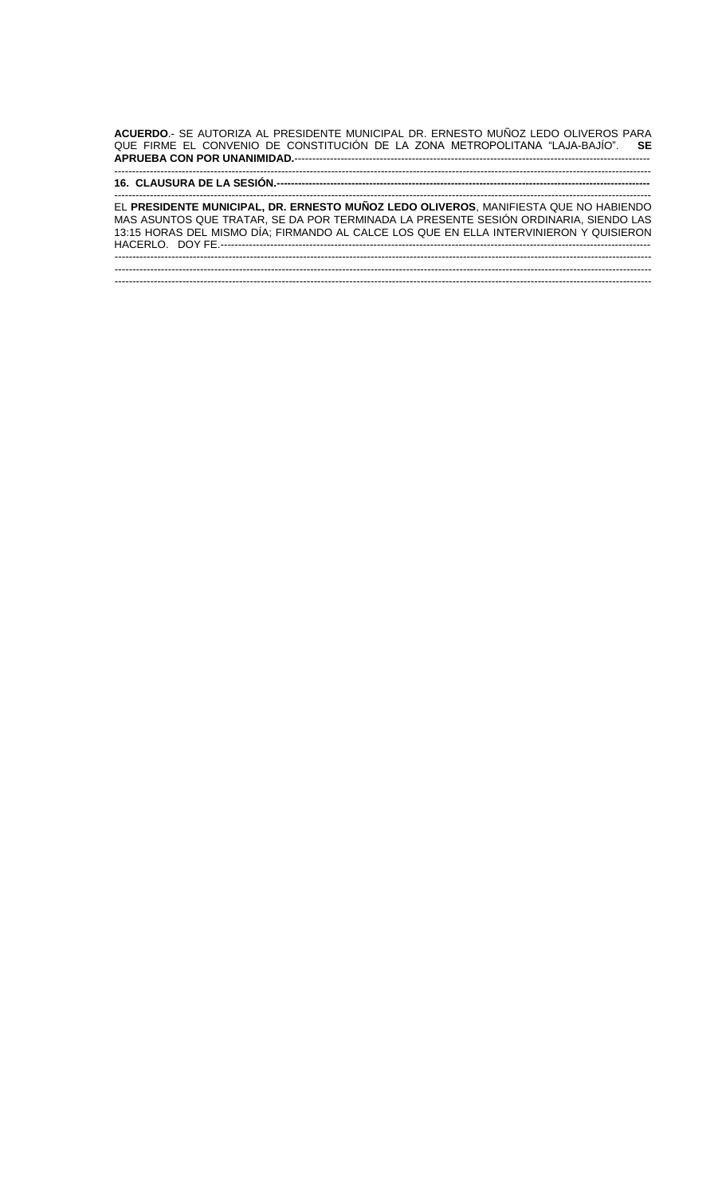**ACUERDO**.- SE AUTORIZA AL PRESIDENTE MUNICIPAL DR. ERNESTO MUÑOZ LEDO OLIVEROS PARA QUE FIRME EL CONVENIO DE CONSTITUCIÓN DE LA ZONA METROPOLITANA "LAJA-BAJÍO". **SE APRUEBA CON POR UNANIMIDAD.**-----------------------------------------------------------------------------------------------------------

-------------------------------------------------------------------------------------------------------------------------------------------

**16. CLAUSURA DE LA SESIÓN.---------------------------------------------------------------------------------------------------------**

-------------------------------------------------------------------------------------------------------------------------------------------

EL **PRESIDENTE MUNICIPAL, DR. ERNESTO MUÑOZ LEDO OLIVEROS**, MANIFIESTA QUE NO HABIENDO MAS ASUNTOS QUE TRATAR, SE DA POR TERMINADA LA PRESENTE SESIÓN ORDINARIA, SIENDO LAS 13:15 HORAS DEL MISMO DÍA; FIRMANDO AL CALCE LOS QUE EN ELLA INTERVINIERON Y QUISIERON HACERLO. DOY FE.----------------------------------------------------------------------------------------------------------------------

-------------------------------------------------------------------------------------------------------------------------------------------

-------------------------------------------------------------------------------------------------------------------------------------------

-------------------------------------------------------------------------------------------------------------------------------------------